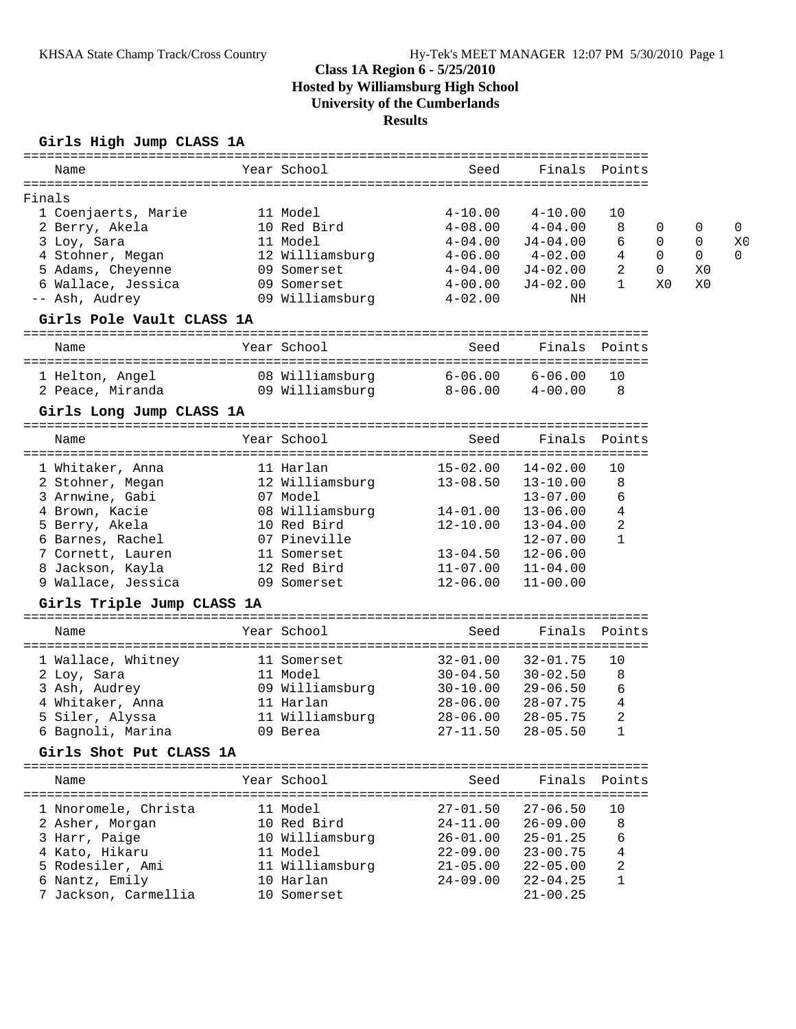# Class 1A Region 6 - 5/25/2010

**Hosted by Williamsburg High School**

**University of the Cumberlands**

**Results**

## Girls High Jump CLASS 1A

**Finals**

| Place | Name | Year | School | Seed | Finals | Points | | | |
|---|---|---|---|---|---|---|---|---|---|
| 1 | Coenjaerts, Marie | 11 | Model | 4-10.00 | 4-10.00 | 10 | | | |
| 2 | Berry, Akela | 10 | Red Bird | 4-08.00 | 4-04.00 | 8 | 0 | 0 | 0 |
| 3 | Loy, Sara | 11 | Model | 4-04.00 | J4-04.00 | 6 | 0 | 0 | X0 |
| 4 | Stohner, Megan | 12 | Williamsburg | 4-06.00 | 4-02.00 | 4 | 0 | 0 | 0 |
| 5 | Adams, Cheyenne | 09 | Somerset | 4-04.00 | J4-02.00 | 2 | 0 | X0 | |
| 6 | Wallace, Jessica | 09 | Somerset | 4-00.00 | J4-02.00 | 1 | X0 | X0 | |
| -- | Ash, Audrey | 09 | Williamsburg | 4-02.00 | NH | | | | |

## Girls Pole Vault CLASS 1A

| Place | Name | Year | School | Seed | Finals | Points |
|---|---|---|---|---|---|---|
| 1 | Helton, Angel | 08 | Williamsburg | 6-06.00 | 6-06.00 | 10 |
| 2 | Peace, Miranda | 09 | Williamsburg | 8-06.00 | 4-00.00 | 8 |

## Girls Long Jump CLASS 1A

| Place | Name | Year | School | Seed | Finals | Points |
|---|---|---|---|---|---|---|
| 1 | Whitaker, Anna | 11 | Harlan | 15-02.00 | 14-02.00 | 10 |
| 2 | Stohner, Megan | 12 | Williamsburg | 13-08.50 | 13-10.00 | 8 |
| 3 | Arnwine, Gabi | 07 | Model | | 13-07.00 | 6 |
| 4 | Brown, Kacie | 08 | Williamsburg | 14-01.00 | 13-06.00 | 4 |
| 5 | Berry, Akela | 10 | Red Bird | 12-10.00 | 13-04.00 | 2 |
| 6 | Barnes, Rachel | 07 | Pineville | | 12-07.00 | 1 |
| 7 | Cornett, Lauren | 11 | Somerset | 13-04.50 | 12-06.00 | |
| 8 | Jackson, Kayla | 12 | Red Bird | 11-07.00 | 11-04.00 | |
| 9 | Wallace, Jessica | 09 | Somerset | 12-06.00 | 11-00.00 | |

## Girls Triple Jump CLASS 1A

| Place | Name | Year | School | Seed | Finals | Points |
|---|---|---|---|---|---|---|
| 1 | Wallace, Whitney | 11 | Somerset | 32-01.00 | 32-01.75 | 10 |
| 2 | Loy, Sara | 11 | Model | 30-04.50 | 30-02.50 | 8 |
| 3 | Ash, Audrey | 09 | Williamsburg | 30-10.00 | 29-06.50 | 6 |
| 4 | Whitaker, Anna | 11 | Harlan | 28-06.00 | 28-07.75 | 4 |
| 5 | Siler, Alyssa | 11 | Williamsburg | 28-06.00 | 28-05.75 | 2 |
| 6 | Bagnoli, Marina | 09 | Berea | 27-11.50 | 28-05.50 | 1 |

## Girls Shot Put CLASS 1A

| Place | Name | Year | School | Seed | Finals | Points |
|---|---|---|---|---|---|---|
| 1 | Nnoromele, Christa | 11 | Model | 27-01.50 | 27-06.50 | 10 |
| 2 | Asher, Morgan | 10 | Red Bird | 24-11.00 | 26-09.00 | 8 |
| 3 | Harr, Paige | 10 | Williamsburg | 26-01.00 | 25-01.25 | 6 |
| 4 | Kato, Hikaru | 11 | Model | 22-09.00 | 23-00.75 | 4 |
| 5 | Rodesiler, Ami | 11 | Williamsburg | 21-05.00 | 22-05.00 | 2 |
| 6 | Nantz, Emily | 10 | Harlan | 24-09.00 | 22-04.25 | 1 |
| 7 | Jackson, Carmellia | 10 | Somerset | | 21-00.25 | |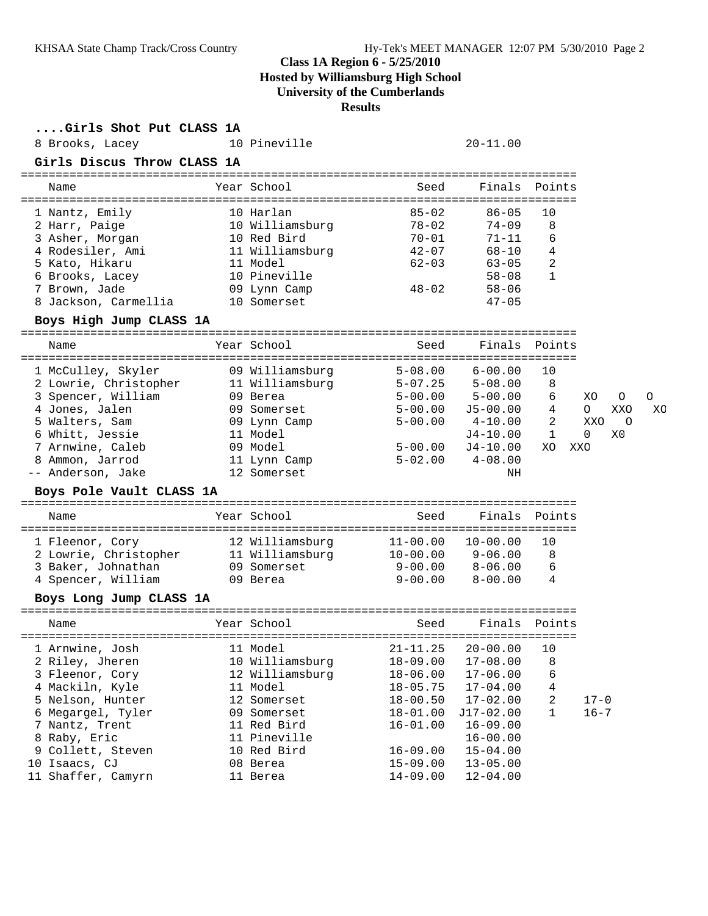### Class 1A Region 6 - 5/25/2010
### Hosted by Williamsburg High School
### University of the Cumberlands
### Results

**....Girls Shot Put CLASS 1A**

| | Name | Year | School | Seed | Finals | Points |
|---|---|---|---|---|---|---|
| 8 | Brooks, Lacey | 10 | Pineville | | 20-11.00 | |

**Girls Discus Throw CLASS 1A**

| | Name | Year | School | Seed | Finals | Points |
|---|---|---|---|---|---|---|
| 1 | Nantz, Emily | 10 | Harlan | 85-02 | 86-05 | 10 |
| 2 | Harr, Paige | 10 | Williamsburg | 78-02 | 74-09 | 8 |
| 3 | Asher, Morgan | 10 | Red Bird | 70-01 | 71-11 | 6 |
| 4 | Rodesiler, Ami | 11 | Williamsburg | 42-07 | 68-10 | 4 |
| 5 | Kato, Hikaru | 11 | Model | 62-03 | 63-05 | 2 |
| 6 | Brooks, Lacey | 10 | Pineville | | 58-08 | 1 |
| 7 | Brown, Jade | 09 | Lynn Camp | 48-02 | 58-06 | |
| 8 | Jackson, Carmellia | 10 | Somerset | | 47-05 | |

**Boys High Jump CLASS 1A**

| | Name | Year | School | Seed | Finals | Points | |
|---|---|---|---|---|---|---|---|
| 1 | McCulley, Skyler | 09 | Williamsburg | 5-08.00 | 6-00.00 | 10 | |
| 2 | Lowrie, Christopher | 11 | Williamsburg | 5-07.25 | 5-08.00 | 8 | |
| 3 | Spencer, William | 09 | Berea | 5-00.00 | 5-00.00 | 6 | XO O O |
| 4 | Jones, Jalen | 09 | Somerset | 5-00.00 | J5-00.00 | 4 | O XXO XO |
| 5 | Walters, Sam | 09 | Lynn Camp | 5-00.00 | 4-10.00 | 2 | XXO O |
| 6 | Whitt, Jessie | 11 | Model | | J4-10.00 | 1 | 0 X0 |
| 7 | Arnwine, Caleb | 09 | Model | 5-00.00 | J4-10.00 | | XO XXO |
| 8 | Ammon, Jarrod | 11 | Lynn Camp | 5-02.00 | 4-08.00 | | |
| -- | Anderson, Jake | 12 | Somerset | | NH | | |

**Boys Pole Vault CLASS 1A**

| | Name | Year | School | Seed | Finals | Points |
|---|---|---|---|---|---|---|
| 1 | Fleenor, Cory | 12 | Williamsburg | 11-00.00 | 10-00.00 | 10 |
| 2 | Lowrie, Christopher | 11 | Williamsburg | 10-00.00 | 9-06.00 | 8 |
| 3 | Baker, Johnathan | 09 | Somerset | 9-00.00 | 8-06.00 | 6 |
| 4 | Spencer, William | 09 | Berea | 9-00.00 | 8-00.00 | 4 |

**Boys Long Jump CLASS 1A**

| | Name | Year | School | Seed | Finals | Points | |
|---|---|---|---|---|---|---|---|
| 1 | Arnwine, Josh | 11 | Model | 21-11.25 | 20-00.00 | 10 | |
| 2 | Riley, Jheren | 10 | Williamsburg | 18-09.00 | 17-08.00 | 8 | |
| 3 | Fleenor, Cory | 12 | Williamsburg | 18-06.00 | 17-06.00 | 6 | |
| 4 | Mackiln, Kyle | 11 | Model | 18-05.75 | 17-04.00 | 4 | |
| 5 | Nelson, Hunter | 12 | Somerset | 18-00.50 | 17-02.00 | 2 | 17-0 |
| 6 | Megargel, Tyler | 09 | Somerset | 18-01.00 | J17-02.00 | 1 | 16-7 |
| 7 | Nantz, Trent | 11 | Red Bird | 16-01.00 | 16-09.00 | | |
| 8 | Raby, Eric | 11 | Pineville | | 16-00.00 | | |
| 9 | Collett, Steven | 10 | Red Bird | 16-09.00 | 15-04.00 | | |
| 10 | Isaacs, CJ | 08 | Berea | 15-09.00 | 13-05.00 | | |
| 11 | Shaffer, Camyrn | 11 | Berea | 14-09.00 | 12-04.00 | | |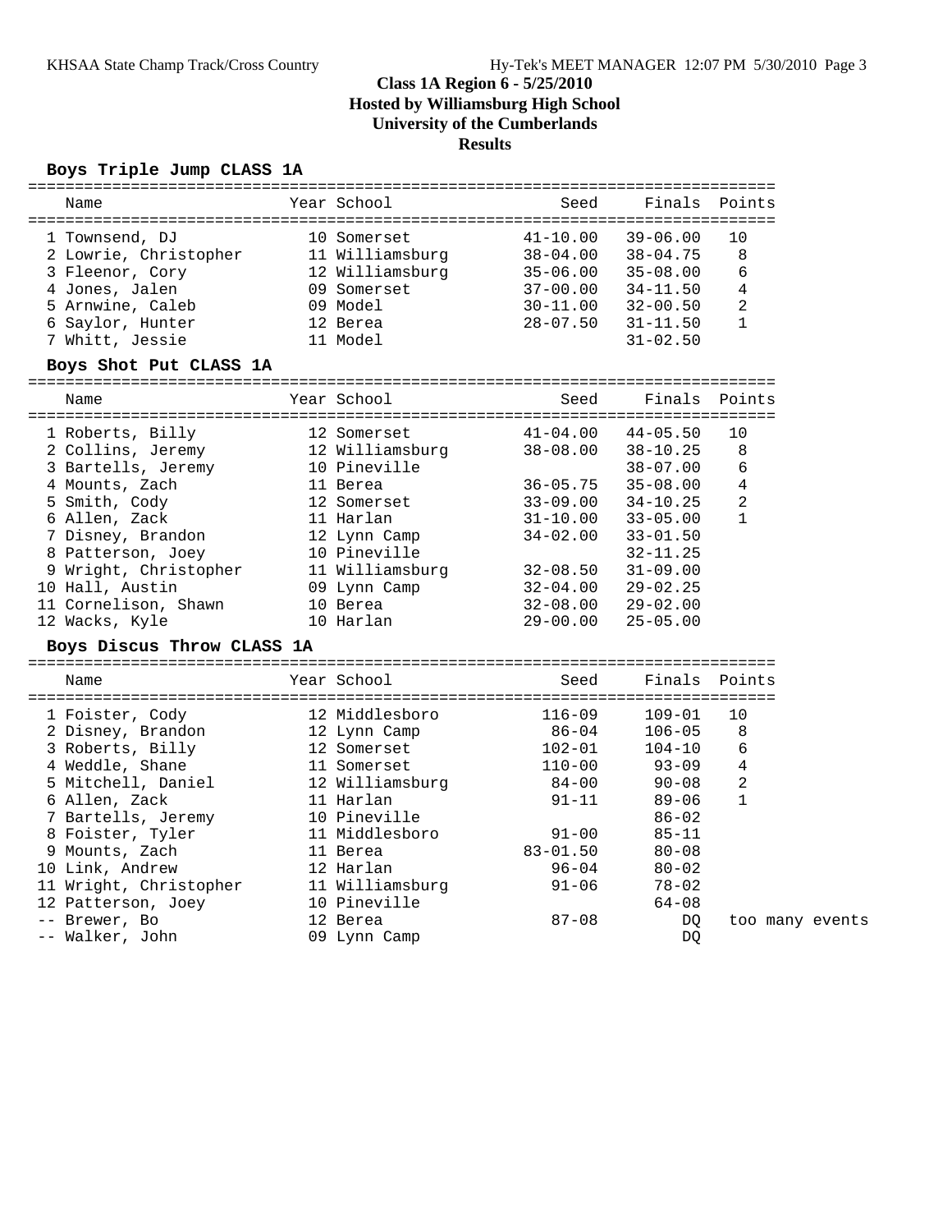## Class 1A Region 6 - 5/25/2010
## Hosted by Williamsburg High School
## University of the Cumberlands
## Results

### Boys Triple Jump CLASS 1A

| | Name | Year | School | Seed | Finals | Points |
|---|---|---|---|---|---|---|
| 1 | Townsend, DJ | 10 | Somerset | 41-10.00 | 39-06.00 | 10 |
| 2 | Lowrie, Christopher | 11 | Williamsburg | 38-04.00 | 38-04.75 | 8 |
| 3 | Fleenor, Cory | 12 | Williamsburg | 35-06.00 | 35-08.00 | 6 |
| 4 | Jones, Jalen | 09 | Somerset | 37-00.00 | 34-11.50 | 4 |
| 5 | Arnwine, Caleb | 09 | Model | 30-11.00 | 32-00.50 | 2 |
| 6 | Saylor, Hunter | 12 | Berea | 28-07.50 | 31-11.50 | 1 |
| 7 | Whitt, Jessie | 11 | Model | | 31-02.50 | |

### Boys Shot Put CLASS 1A

| | Name | Year | School | Seed | Finals | Points |
|---|---|---|---|---|---|---|
| 1 | Roberts, Billy | 12 | Somerset | 41-04.00 | 44-05.50 | 10 |
| 2 | Collins, Jeremy | 12 | Williamsburg | 38-08.00 | 38-10.25 | 8 |
| 3 | Bartells, Jeremy | 10 | Pineville | | 38-07.00 | 6 |
| 4 | Mounts, Zach | 11 | Berea | 36-05.75 | 35-08.00 | 4 |
| 5 | Smith, Cody | 12 | Somerset | 33-09.00 | 34-10.25 | 2 |
| 6 | Allen, Zack | 11 | Harlan | 31-10.00 | 33-05.00 | 1 |
| 7 | Disney, Brandon | 12 | Lynn Camp | 34-02.00 | 33-01.50 | |
| 8 | Patterson, Joey | 10 | Pineville | | 32-11.25 | |
| 9 | Wright, Christopher | 11 | Williamsburg | 32-08.50 | 31-09.00 | |
| 10 | Hall, Austin | 09 | Lynn Camp | 32-04.00 | 29-02.25 | |
| 11 | Cornelison, Shawn | 10 | Berea | 32-08.00 | 29-02.00 | |
| 12 | Wacks, Kyle | 10 | Harlan | 29-00.00 | 25-05.00 | |

### Boys Discus Throw CLASS 1A

| | Name | Year | School | Seed | Finals | Points |
|---|---|---|---|---|---|---|
| 1 | Foister, Cody | 12 | Middlesboro | 116-09 | 109-01 | 10 |
| 2 | Disney, Brandon | 12 | Lynn Camp | 86-04 | 106-05 | 8 |
| 3 | Roberts, Billy | 12 | Somerset | 102-01 | 104-10 | 6 |
| 4 | Weddle, Shane | 11 | Somerset | 110-00 | 93-09 | 4 |
| 5 | Mitchell, Daniel | 12 | Williamsburg | 84-00 | 90-08 | 2 |
| 6 | Allen, Zack | 11 | Harlan | 91-11 | 89-06 | 1 |
| 7 | Bartells, Jeremy | 10 | Pineville | | 86-02 | |
| 8 | Foister, Tyler | 11 | Middlesboro | 91-00 | 85-11 | |
| 9 | Mounts, Zach | 11 | Berea | 83-01.50 | 80-08 | |
| 10 | Link, Andrew | 12 | Harlan | 96-04 | 80-02 | |
| 11 | Wright, Christopher | 11 | Williamsburg | 91-06 | 78-02 | |
| 12 | Patterson, Joey | 10 | Pineville | | 64-08 | |
| -- | Brewer, Bo | 12 | Berea | 87-08 | DQ | too many events |
| -- | Walker, John | 09 | Lynn Camp | | DQ | |